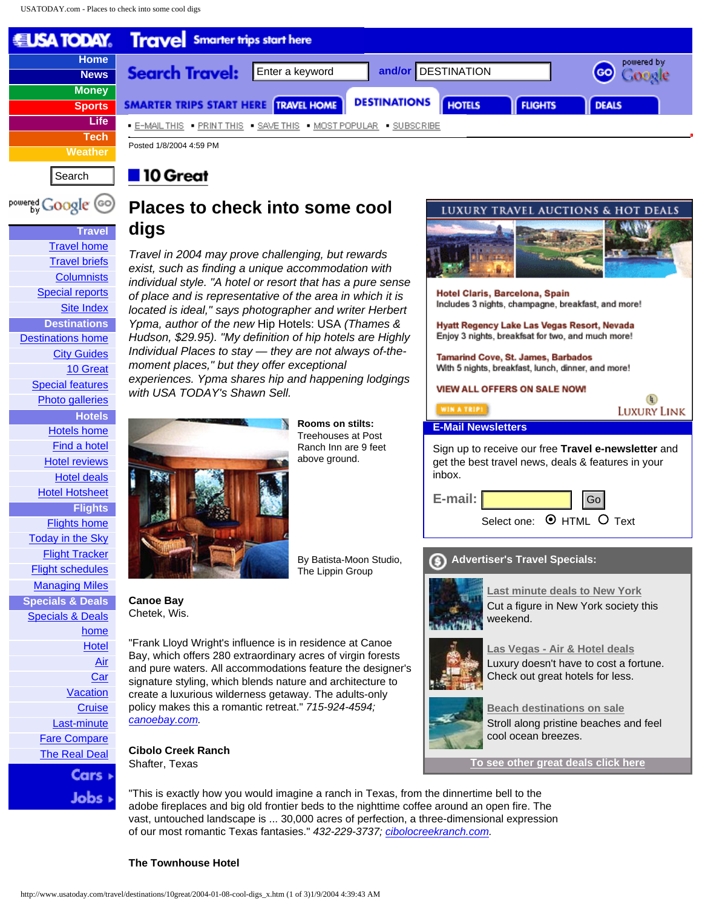Posted 1/8/2004 4:59 PM

## 10 Great

# Places to check into some cool digs

*Travel in 2004 may prove challenging, but rewards exist, such as finding a unique accommodation with individual style. "A hotel or resort that has a pure sense of place and is representative of the area in which it is located is ideal," says photographer and writer Herbert Ypma, author of the new* Hip Hotels: USA *(Thames & Hudson, $29.95). "My definition of hip hotels are Highly Individual Places to stay — they are not always of-the-moment places," but they offer exceptional experiences. Ypma shares hip and happening lodgings with USA TODAY's Shawn Sell.*

**Rooms on stilts:** Treehouses at Post Ranch Inn are 9 feet above ground.

By Batista-Moon Studio, The Lippin Group

**Canoe Bay**
Chetek, Wis.

"Frank Lloyd Wright's influence is in residence at Canoe Bay, which offers 280 extraordinary acres of virgin forests and pure waters. All accommodations feature the designer's signature styling, which blends nature and architecture to create a luxurious wilderness getaway. The adults-only policy makes this a romantic retreat." *715-924-4594; canoebay.com.*

**Cibolo Creek Ranch**
Shafter, Texas

"This is exactly how you would imagine a ranch in Texas, from the dinnertime bell to the adobe fireplaces and big old frontier beds to the nighttime coffee around an open fire. The vast, untouched landscape is ... 30,000 acres of perfection, a three-dimensional expression of our most romantic Texas fantasies." *432-229-3737; cibolocreekranch.com.*

**The Townhouse Hotel**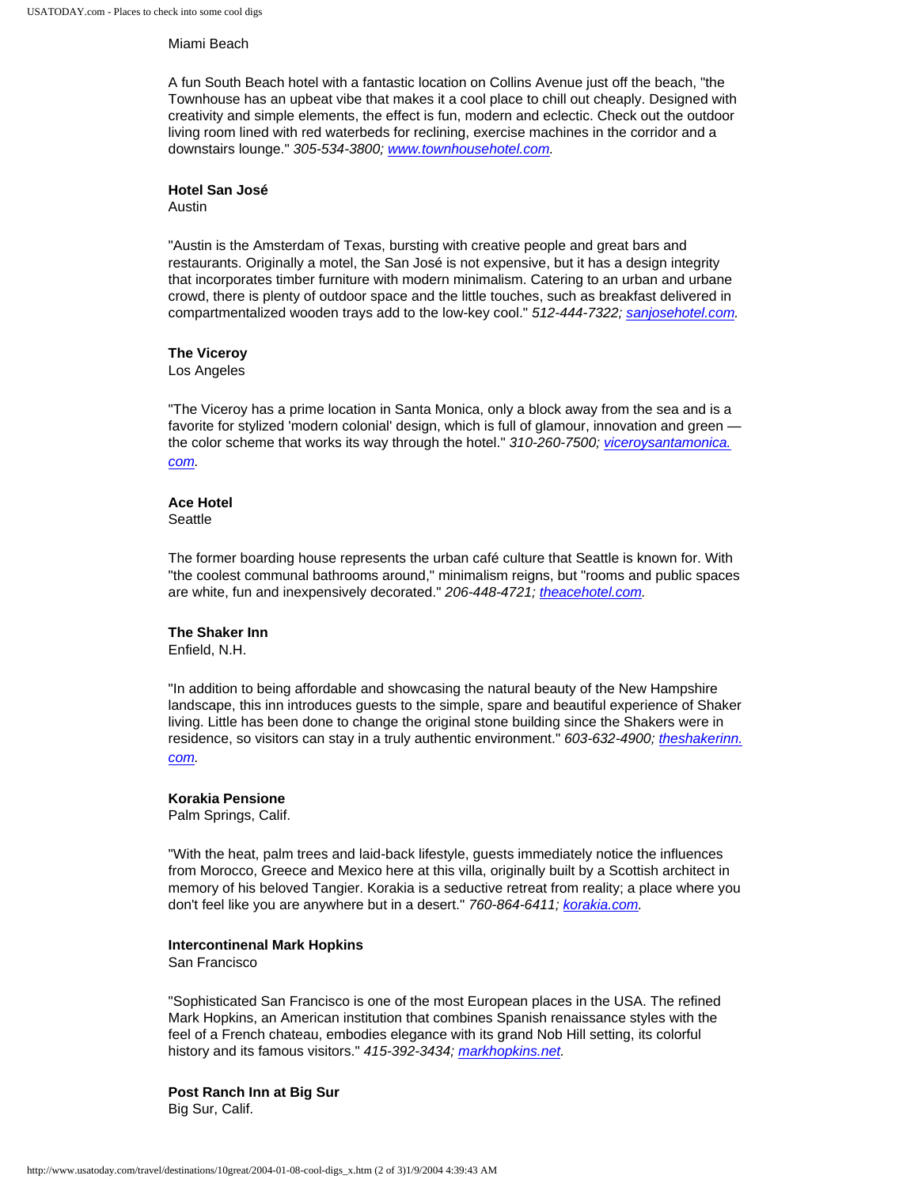Miami Beach

A fun South Beach hotel with a fantastic location on Collins Avenue just off the beach, "the Townhouse has an upbeat vibe that makes it a cool place to chill out cheaply. Designed with creativity and simple elements, the effect is fun, modern and eclectic. Check out the outdoor living room lined with red waterbeds for reclining, exercise machines in the corridor and a downstairs lounge." *305-534-3800; [www.townhousehotel.com](http://www.townhousehotel.com).*

**Hotel San José**
Austin

"Austin is the Amsterdam of Texas, bursting with creative people and great bars and restaurants. Originally a motel, the San José is not expensive, but it has a design integrity that incorporates timber furniture with modern minimalism. Catering to an urban and urbane crowd, there is plenty of outdoor space and the little touches, such as breakfast delivered in compartmentalized wooden trays add to the low-key cool." *512-444-7322; [sanjosehotel.com](http://sanjosehotel.com).*

**The Viceroy**
Los Angeles

"The Viceroy has a prime location in Santa Monica, only a block away from the sea and is a favorite for stylized 'modern colonial' design, which is full of glamour, innovation and green — the color scheme that works its way through the hotel." *310-260-7500; [viceroysantamonica.com](http://viceroysantamonica.com).*

**Ace Hotel**
Seattle

The former boarding house represents the urban café culture that Seattle is known for. With "the coolest communal bathrooms around," minimalism reigns, but "rooms and public spaces are white, fun and inexpensively decorated." *206-448-4721; [theacehotel.com](http://theacehotel.com).*

**The Shaker Inn**
Enfield, N.H.

"In addition to being affordable and showcasing the natural beauty of the New Hampshire landscape, this inn introduces guests to the simple, spare and beautiful experience of Shaker living. Little has been done to change the original stone building since the Shakers were in residence, so visitors can stay in a truly authentic environment." *603-632-4900; [theshakerinn.com](http://theshakerinn.com).*

**Korakia Pensione**
Palm Springs, Calif.

"With the heat, palm trees and laid-back lifestyle, guests immediately notice the influences from Morocco, Greece and Mexico here at this villa, originally built by a Scottish architect in memory of his beloved Tangier. Korakia is a seductive retreat from reality; a place where you don't feel like you are anywhere but in a desert." *760-864-6411; [korakia.com](http://korakia.com).*

**Intercontinenal Mark Hopkins**
San Francisco

"Sophisticated San Francisco is one of the most European places in the USA. The refined Mark Hopkins, an American institution that combines Spanish renaissance styles with the feel of a French chateau, embodies elegance with its grand Nob Hill setting, its colorful history and its famous visitors." *415-392-3434; [markhopkins.net](http://markhopkins.net).*

**Post Ranch Inn at Big Sur**
Big Sur, Calif.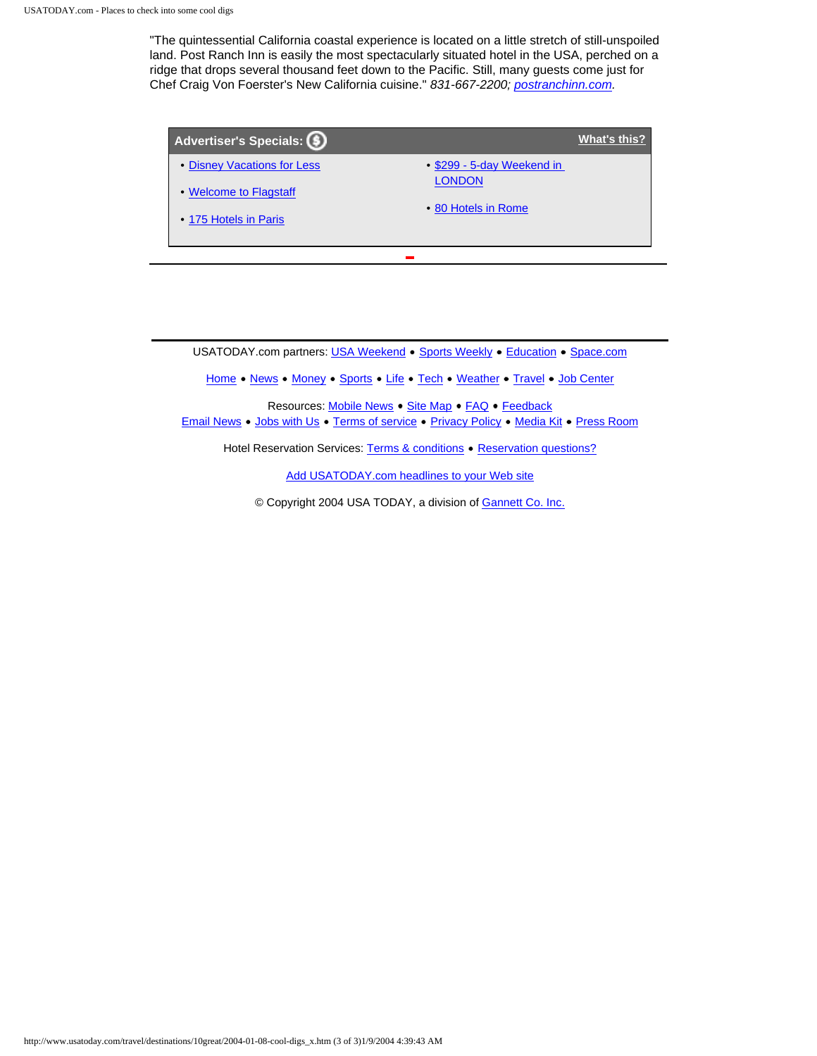"The quintessential California coastal experience is located on a little stretch of still-unspoiled land. Post Ranch Inn is easily the most spectacularly situated hotel in the USA, perched on a ridge that drops several thousand feet down to the Pacific. Still, many guests come just for Chef Craig Von Foerster's New California cuisine." *831-667-2200; postranchinn.com.*

**Advertiser's Specials:** What's this?

- Disney Vacations for Less
- Welcome to Flagstaff
- 175 Hotels in Paris
- $299 - 5-day Weekend in LONDON
- 80 Hotels in Rome

---

USATODAY.com partners: USA Weekend • Sports Weekly • Education • Space.com

Home • News • Money • Sports • Life • Tech • Weather • Travel • Job Center

Resources: Mobile News • Site Map • FAQ • Feedback
Email News • Jobs with Us • Terms of service • Privacy Policy • Media Kit • Press Room

Hotel Reservation Services: Terms & conditions • Reservation questions?

Add USATODAY.com headlines to your Web site

© Copyright 2004 USA TODAY, a division of Gannett Co. Inc.